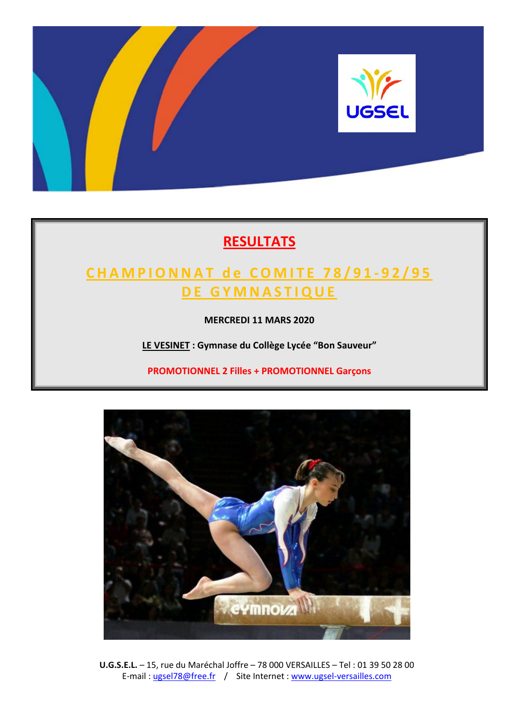# RESULTATS

## CHAMPIONNAT de COMITE 78/91-92/95 DE GYMNASTIQUE

**MERCREDI 11 MARS 2020**

**LE VESINET : Gymnase du Collège Lycée "Bon Sauveur"**

**PROMOTIONNEL 2 Filles + PROMOTIONNEL Garçons**

**U.G.S.E.L.** – 15, rue du Maréchal Joffre – 78 000 VERSAILLES – Tel : 01 39 50 28 00
E-mail : ugsel78@free.fr / Site Internet : www.ugsel-versailles.com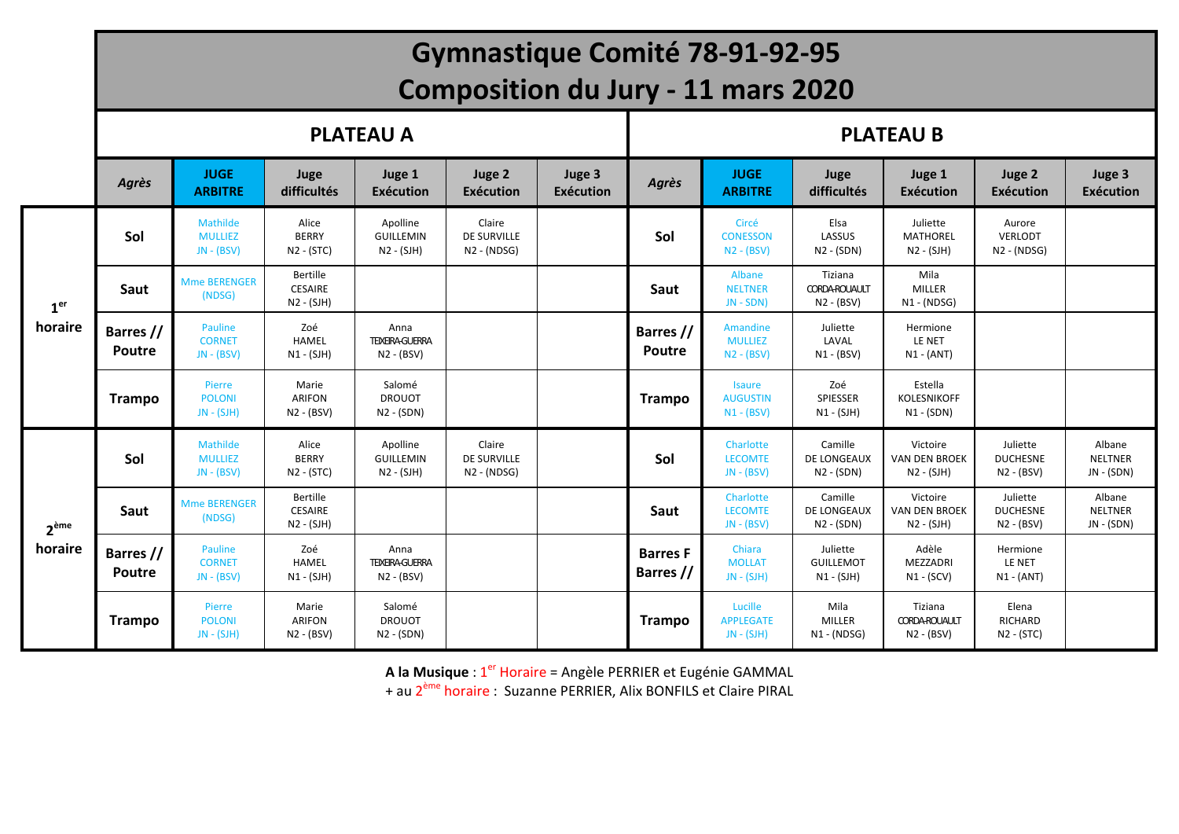# Gymnastique Comité 78-91-92-95

# Composition du Jury - 11 mars 2020

| | PLATEAU A | | | | | | PLATEAU B | | | | | |
|---|---|---|---|---|---|---|---|---|---|---|---|---|
| | *Agrès* | **JUGE ARBITRE** | **Juge difficultés** | **Juge 1 Exécution** | **Juge 2 Exécution** | **Juge 3 Exécution** | *Agrès* | **JUGE ARBITRE** | **Juge difficultés** | **Juge 1 Exécution** | **Juge 2 Exécution** | **Juge 3 Exécution** |
| **1er horaire** | **Sol** | Mathilde MULLIEZ JN - (BSV) | Alice BERRY N2 - (STC) | Apolline GUILLEMIN N2 - (SJH) | Claire DE SURVILLE N2 - (NDSG) | | **Sol** | Circé CONESSON N2 - (BSV) | Elsa LASSUS N2 - (SDN) | Juliette MATHOREL N2 - (SJH) | Aurore VERLODT N2 - (NDSG) | |
| | **Saut** | Mme BERENGER (NDSG) | Bertille CESAIRE N2 - (SJH) | | | | **Saut** | Albane NELTNER JN - SDN) | Tiziana CORDA-ROUAULT N2 - (BSV) | Mila MILLER N1 - (NDSG) | | |
| | **Barres // Poutre** | Pauline CORNET JN - (BSV) | Zoé HAMEL N1 - (SJH) | Anna TEIXEIRA-GUERRA N2 - (BSV) | | | **Barres // Poutre** | Amandine MULLIEZ N2 - (BSV) | Juliette LAVAL N1 - (BSV) | Hermione LE NET N1 - (ANT) | | |
| | **Trampo** | Pierre POLONI JN - (SJH) | Marie ARIFON N2 - (BSV) | Salomé DROUOT N2 - (SDN) | | | **Trampo** | Isaure AUGUSTIN N1 - (BSV) | Zoé SPIESSER N1 - (SJH) | Estella KOLESNIKOFF N1 - (SDN) | | |
| **2ème horaire** | **Sol** | Mathilde MULLIEZ JN - (BSV) | Alice BERRY N2 - (STC) | Apolline GUILLEMIN N2 - (SJH) | Claire DE SURVILLE N2 - (NDSG) | | **Sol** | Charlotte LECOMTE JN - (BSV) | Camille DE LONGEAUX N2 - (SDN) | Victoire VAN DEN BROEK N2 - (SJH) | Juliette DUCHESNE N2 - (BSV) | Albane NELTNER JN - (SDN) |
| | **Saut** | Mme BERENGER (NDSG) | Bertille CESAIRE N2 - (SJH) | | | | **Saut** | Charlotte LECOMTE JN - (BSV) | Camille DE LONGEAUX N2 - (SDN) | Victoire VAN DEN BROEK N2 - (SJH) | Juliette DUCHESNE N2 - (BSV) | Albane NELTNER JN - (SDN) |
| | **Barres // Poutre** | Pauline CORNET JN - (BSV) | Zoé HAMEL N1 - (SJH) | Anna TEIXEIRA-GUERRA N2 - (BSV) | | | **Barres F Barres //** | Chiara MOLLAT JN - (SJH) | Juliette GUILLEMOT N1 - (SJH) | Adèle MEZZADRI N1 - (SCV) | Hermione LE NET N1 - (ANT) | |
| | **Trampo** | Pierre POLONI JN - (SJH) | Marie ARIFON N2 - (BSV) | Salomé DROUOT N2 - (SDN) | | | **Trampo** | Lucille APPLEGATE JN - (SJH) | Mila MILLER N1 - (NDSG) | Tiziana CORDA-ROUAULT N2 - (BSV) | Elena RICHARD N2 - (STC) | |

**A la Musique** : 1er Horaire = Angèle PERRIER et Eugénie GAMMAL
+ au 2ème horaire : Suzanne PERRIER, Alix BONFILS et Claire PIRAL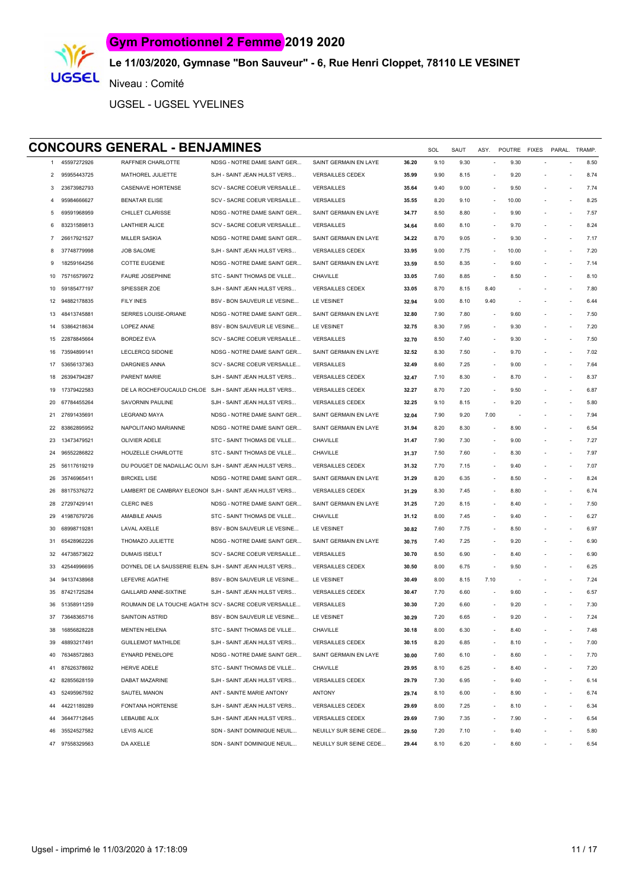# Gym Promotionnel 2 Femme 2019 2020

**Le 11/03/2020, Gymnase "Bon Sauveur" - 6, Rue Henri Cloppet, 78110 LE VESINET**

Niveau : Comité

UGSEL - UGSEL YVELINES

## CONCOURS GENERAL - BENJAMINES

| | | | | | | SOL | SAUT | ASY. | POUTRE | FIXES | PARAL. | TRAMP. |
|---|---|---|---|---|---|---|---|---|---|---|---|---|
| 1 | 45597272926 | RAFFNER CHARLOTTE | NDSG - NOTRE DAME SAINT GER... | SAINT GERMAIN EN LAYE | **36.20** | 9.10 | 9.30 | - | 9.30 | - | - | 8.50 |
| 2 | 95955443725 | MATHOREL JULIETTE | SJH - SAINT JEAN HULST VERS... | VERSAILLES CEDEX | **35.99** | 9.90 | 8.15 | - | 9.20 | - | - | 8.74 |
| 3 | 23673982793 | CASENAVE HORTENSE | SCV - SACRE COEUR VERSAILLE... | VERSAILLES | **35.64** | 9.40 | 9.00 | - | 9.50 | - | - | 7.74 |
| 4 | 95984666627 | BENATAR ELISE | SCV - SACRE COEUR VERSAILLE... | VERSAILLES | **35.55** | 8.20 | 9.10 | - | 10.00 | - | - | 8.25 |
| 5 | 69591968959 | CHILLET CLARISSE | NDSG - NOTRE DAME SAINT GER... | SAINT GERMAIN EN LAYE | **34.77** | 8.50 | 8.80 | - | 9.90 | - | - | 7.57 |
| 6 | 83231589813 | LANTHIER ALICE | SCV - SACRE COEUR VERSAILLE... | VERSAILLES | **34.64** | 8.60 | 8.10 | - | 9.70 | - | - | 8.24 |
| 7 | 26617921527 | MILLER SASKIA | NDSG - NOTRE DAME SAINT GER... | SAINT GERMAIN EN LAYE | **34.22** | 8.70 | 9.05 | - | 9.30 | - | - | 7.17 |
| 8 | 37748779998 | JOB SALOME | SJH - SAINT JEAN HULST VERS... | VERSAILLES CEDEX | **33.95** | 9.00 | 7.75 | - | 10.00 | - | - | 7.20 |
| 9 | 18259164256 | COTTE EUGENIE | NDSG - NOTRE DAME SAINT GER... | SAINT GERMAIN EN LAYE | **33.59** | 8.50 | 8.35 | - | 9.60 | - | - | 7.14 |
| 10 | 75716579972 | FAURE JOSEPHINE | STC - SAINT THOMAS DE VILLE... | CHAVILLE | **33.05** | 7.60 | 8.85 | - | 8.50 | - | - | 8.10 |
| 10 | 59185477197 | SPIESSER ZOE | SJH - SAINT JEAN HULST VERS... | VERSAILLES CEDEX | **33.05** | 8.70 | 8.15 | 8.40 | - | - | - | 7.80 |
| 12 | 94882178835 | FILY INES | BSV - BON SAUVEUR LE VESINE... | LE VESINET | **32.94** | 9.00 | 8.10 | 9.40 | - | - | - | 6.44 |
| 13 | 48413745881 | SERRES LOUISE-ORIANE | NDSG - NOTRE DAME SAINT GER... | SAINT GERMAIN EN LAYE | **32.80** | 7.90 | 7.80 | - | 9.60 | - | - | 7.50 |
| 14 | 53864218634 | LOPEZ ANAE | BSV - BON SAUVEUR LE VESINE... | LE VESINET | **32.75** | 8.30 | 7.95 | - | 9.30 | - | - | 7.20 |
| 15 | 22878845664 | BORDEZ EVA | SCV - SACRE COEUR VERSAILLE... | VERSAILLES | **32.70** | 8.50 | 7.40 | - | 9.30 | - | - | 7.50 |
| 16 | 73594899141 | LECLERCQ SIDONIE | NDSG - NOTRE DAME SAINT GER... | SAINT GERMAIN EN LAYE | **32.52** | 8.30 | 7.50 | - | 9.70 | - | - | 7.02 |
| 17 | 53656137363 | DARGNIES ANNA | SCV - SACRE COEUR VERSAILLE... | VERSAILLES | **32.49** | 8.60 | 7.25 | - | 9.00 | - | - | 7.64 |
| 18 | 26394794287 | PARENT MARIE | SJH - SAINT JEAN HULST VERS... | VERSAILLES CEDEX | **32.47** | 7.10 | 8.30 | - | 8.70 | - | - | 8.37 |
| 19 | 17379422583 | DE LA ROCHEFOUCAULD CHLOE | SJH - SAINT JEAN HULST VERS... | VERSAILLES CEDEX | **32.27** | 8.70 | 7.20 | - | 9.50 | - | - | 6.87 |
| 20 | 67784455264 | SAVORNIN PAULINE | SJH - SAINT JEAN HULST VERS... | VERSAILLES CEDEX | **32.25** | 9.10 | 8.15 | - | 9.20 | - | - | 5.80 |
| 21 | 27691435691 | LEGRAND MAYA | NDSG - NOTRE DAME SAINT GER... | SAINT GERMAIN EN LAYE | **32.04** | 7.90 | 9.20 | 7.00 | - | - | - | 7.94 |
| 22 | 83862895952 | NAPOLITANO MARIANNE | NDSG - NOTRE DAME SAINT GER... | SAINT GERMAIN EN LAYE | **31.94** | 8.20 | 8.30 | - | 8.90 | - | - | 6.54 |
| 23 | 13473479521 | OLIVIER ADELE | STC - SAINT THOMAS DE VILLE... | CHAVILLE | **31.47** | 7.90 | 7.30 | - | 9.00 | - | - | 7.27 |
| 24 | 96552286822 | HOUZELLE CHARLOTTE | STC - SAINT THOMAS DE VILLE... | CHAVILLE | **31.37** | 7.50 | 7.60 | - | 8.30 | - | - | 7.97 |
| 25 | 56117619219 | DU POUGET DE NADAILLAC OLIVI | SJH - SAINT JEAN HULST VERS... | VERSAILLES CEDEX | **31.32** | 7.70 | 7.15 | - | 9.40 | - | - | 7.07 |
| 26 | 35746965411 | BIRCKEL LISE | NDSG - NOTRE DAME SAINT GER... | SAINT GERMAIN EN LAYE | **31.29** | 8.20 | 6.35 | - | 8.50 | - | - | 8.24 |
| 26 | 88175376272 | LAMBERT DE CAMBRAY ELEONOI | SJH - SAINT JEAN HULST VERS... | VERSAILLES CEDEX | **31.29** | 8.30 | 7.45 | - | 8.80 | - | - | 6.74 |
| 28 | 27297429141 | CLERC INES | NDSG - NOTRE DAME SAINT GER... | SAINT GERMAIN EN LAYE | **31.25** | 7.20 | 8.15 | - | 8.40 | - | - | 7.50 |
| 29 | 41987679726 | AMABILE ANAIS | STC - SAINT THOMAS DE VILLE... | CHAVILLE | **31.12** | 8.00 | 7.45 | - | 9.40 | - | - | 6.27 |
| 30 | 68998719281 | LAVAL AXELLE | BSV - BON SAUVEUR LE VESINE... | LE VESINET | **30.82** | 7.60 | 7.75 | - | 8.50 | - | - | 6.97 |
| 31 | 65428962226 | THOMAZO JULIETTE | NDSG - NOTRE DAME SAINT GER... | SAINT GERMAIN EN LAYE | **30.75** | 7.40 | 7.25 | - | 9.20 | - | - | 6.90 |
| 32 | 44738573622 | DUMAIS ISEULT | SCV - SACRE COEUR VERSAILLE... | VERSAILLES | **30.70** | 8.50 | 6.90 | - | 8.40 | - | - | 6.90 |
| 33 | 42544996695 | DOYNEL DE LA SAUSSERIE ELEN. | SJH - SAINT JEAN HULST VERS... | VERSAILLES CEDEX | **30.50** | 8.00 | 6.75 | - | 9.50 | - | - | 6.25 |
| 34 | 94137438968 | LEFEVRE AGATHE | BSV - BON SAUVEUR LE VESINE... | LE VESINET | **30.49** | 8.00 | 8.15 | 7.10 | - | - | - | 7.24 |
| 35 | 87421725284 | GAILLARD ANNE-SIXTINE | SJH - SAINT JEAN HULST VERS... | VERSAILLES CEDEX | **30.47** | 7.70 | 6.60 | - | 9.60 | - | - | 6.57 |
| 36 | 51358911259 | ROUMAIN DE LA TOUCHE AGATHI | SCV - SACRE COEUR VERSAILLE... | VERSAILLES | **30.30** | 7.20 | 6.60 | - | 9.20 | - | - | 7.30 |
| 37 | 73648365716 | SAINTOIN ASTRID | BSV - BON SAUVEUR LE VESINE... | LE VESINET | **30.29** | 7.20 | 6.65 | - | 9.20 | - | - | 7.24 |
| 38 | 16856828228 | MENTEN HELENA | STC - SAINT THOMAS DE VILLE... | CHAVILLE | **30.18** | 8.00 | 6.30 | - | 8.40 | - | - | 7.48 |
| 39 | 48893217491 | GUILLEMOT MATHILDE | SJH - SAINT JEAN HULST VERS... | VERSAILLES CEDEX | **30.15** | 8.20 | 6.85 | - | 8.10 | - | - | 7.00 |
| 40 | 76348572863 | EYNARD PENELOPE | NDSG - NOTRE DAME SAINT GER... | SAINT GERMAIN EN LAYE | **30.00** | 7.60 | 6.10 | - | 8.60 | - | - | 7.70 |
| 41 | 87626378692 | HERVE ADELE | STC - SAINT THOMAS DE VILLE... | CHAVILLE | **29.95** | 8.10 | 6.25 | - | 8.40 | - | - | 7.20 |
| 42 | 82855628159 | DABAT MAZARINE | SJH - SAINT JEAN HULST VERS... | VERSAILLES CEDEX | **29.79** | 7.30 | 6.95 | - | 9.40 | - | - | 6.14 |
| 43 | 52495967592 | SAUTEL MANON | ANT - SAINTE MARIE ANTONY | ANTONY | **29.74** | 8.10 | 6.00 | - | 8.90 | - | - | 6.74 |
| 44 | 44221189289 | FONTANA HORTENSE | SJH - SAINT JEAN HULST VERS... | VERSAILLES CEDEX | **29.69** | 8.00 | 7.25 | - | 8.10 | - | - | 6.34 |
| 44 | 36447712645 | LEBAUBE ALIX | SJH - SAINT JEAN HULST VERS... | VERSAILLES CEDEX | **29.69** | 7.90 | 7.35 | - | 7.90 | - | - | 6.54 |
| 46 | 35524527582 | LEVIS ALICE | SDN - SAINT DOMINIQUE NEUIL... | NEUILLY SUR SEINE CEDE... | **29.50** | 7.20 | 7.10 | - | 9.40 | - | - | 5.80 |
| 47 | 97558329563 | DA AXELLE | SDN - SAINT DOMINIQUE NEUIL... | NEUILLY SUR SEINE CEDE... | **29.44** | 8.10 | 6.20 | - | 8.60 | - | - | 6.54 |

Ugsel - imprimé le 11/03/2020 à 17:18:09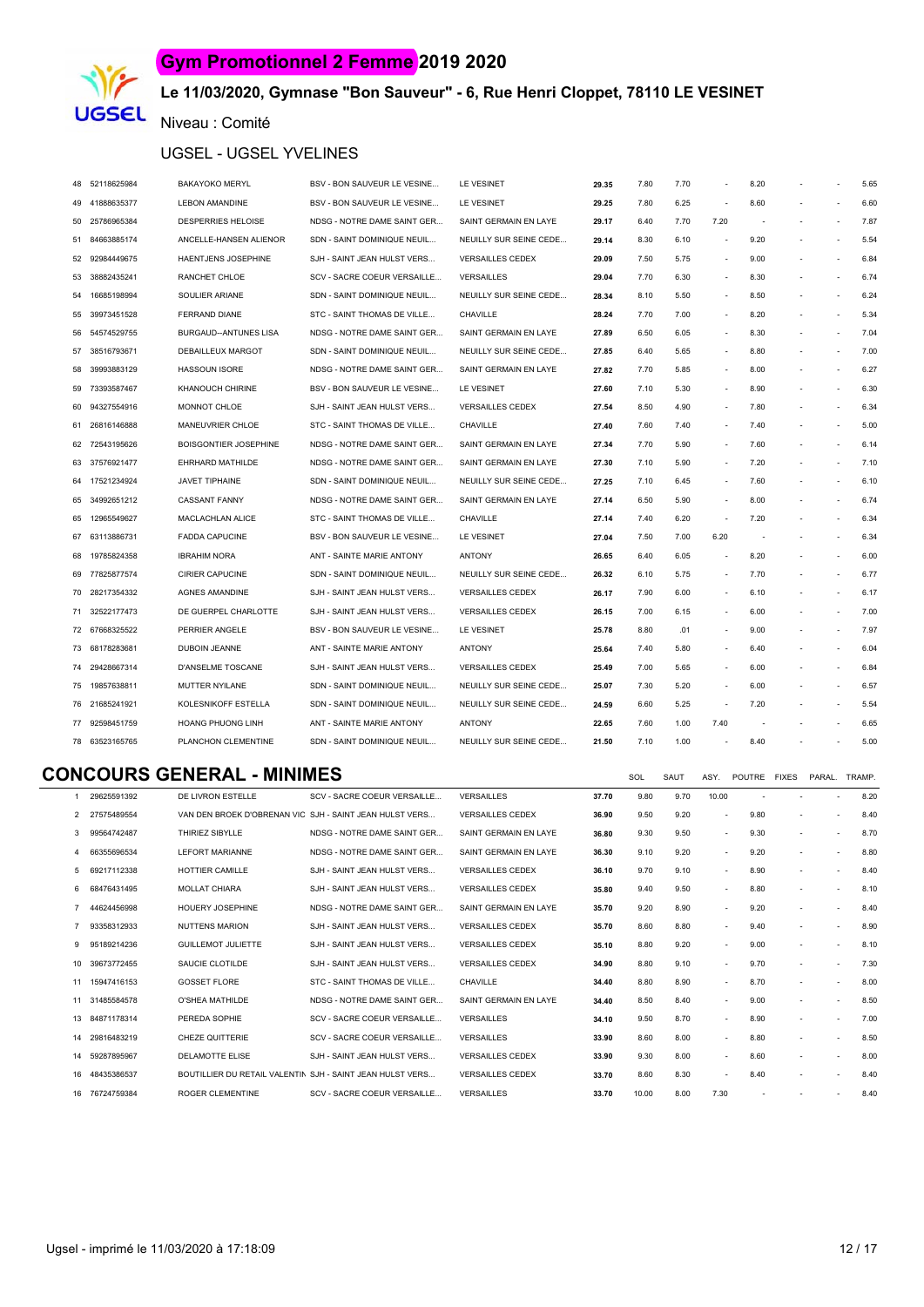# Gym Promotionnel 2 Femme 2019 2020

## Le 11/03/2020, Gymnase "Bon Sauveur" - 6, Rue Henri Cloppet, 78110 LE VESINET

Niveau : Comité

UGSEL - UGSEL YVELINES

| | | | | | | | | | | | | |
|---|---|---|---|---|---|---|---|---|---|---|---|---|
| 48 | 52118625984 | BAKAYOKO MERYL | BSV - BON SAUVEUR LE VESINE... | LE VESINET | **29.35** | 7.80 | 7.70 | - | 8.20 | - | - | 5.65 |
| 49 | 41888635377 | LEBON AMANDINE | BSV - BON SAUVEUR LE VESINE... | LE VESINET | **29.25** | 7.80 | 6.25 | - | 8.60 | - | - | 6.60 |
| 50 | 25786965384 | DESPERRIES HELOISE | NDSG - NOTRE DAME SAINT GER... | SAINT GERMAIN EN LAYE | **29.17** | 6.40 | 7.70 | 7.20 | - | - | - | 7.87 |
| 51 | 84663885174 | ANCELLE-HANSEN ALIENOR | SDN - SAINT DOMINIQUE NEUIL... | NEUILLY SUR SEINE CEDE... | **29.14** | 8.30 | 6.10 | - | 9.20 | - | - | 5.54 |
| 52 | 92984449675 | HAENTJENS JOSEPHINE | SJH - SAINT JEAN HULST VERS... | VERSAILLES CEDEX | **29.09** | 7.50 | 5.75 | - | 9.00 | - | - | 6.84 |
| 53 | 38882435241 | RANCHET CHLOE | SCV - SACRE COEUR VERSAILLE... | VERSAILLES | **29.04** | 7.70 | 6.30 | - | 8.30 | - | - | 6.74 |
| 54 | 16685198994 | SOULIER ARIANE | SDN - SAINT DOMINIQUE NEUIL... | NEUILLY SUR SEINE CEDE... | **28.34** | 8.10 | 5.50 | - | 8.50 | - | - | 6.24 |
| 55 | 39973451528 | FERRAND DIANE | STC - SAINT THOMAS DE VILLE... | CHAVILLE | **28.24** | 7.70 | 7.00 | - | 8.20 | - | - | 5.34 |
| 56 | 54574529755 | BURGAUD--ANTUNES LISA | NDSG - NOTRE DAME SAINT GER... | SAINT GERMAIN EN LAYE | **27.89** | 6.50 | 6.05 | - | 8.30 | - | - | 7.04 |
| 57 | 38516793671 | DEBAILLEUX MARGOT | SDN - SAINT DOMINIQUE NEUIL... | NEUILLY SUR SEINE CEDE... | **27.85** | 6.40 | 5.65 | - | 8.80 | - | - | 7.00 |
| 58 | 39993883129 | HASSOUN ISORE | NDSG - NOTRE DAME SAINT GER... | SAINT GERMAIN EN LAYE | **27.82** | 7.70 | 5.85 | - | 8.00 | - | - | 6.27 |
| 59 | 73393587467 | KHANOUCH CHIRINE | BSV - BON SAUVEUR LE VESINE... | LE VESINET | **27.60** | 7.10 | 5.30 | - | 8.90 | - | - | 6.30 |
| 60 | 94327554916 | MONNOT CHLOE | SJH - SAINT JEAN HULST VERS... | VERSAILLES CEDEX | **27.54** | 8.50 | 4.90 | - | 7.80 | - | - | 6.34 |
| 61 | 26816146888 | MANEUVRIER CHLOE | STC - SAINT THOMAS DE VILLE... | CHAVILLE | **27.40** | 7.60 | 7.40 | - | 7.40 | - | - | 5.00 |
| 62 | 72543195626 | BOISGONTIER JOSEPHINE | NDSG - NOTRE DAME SAINT GER... | SAINT GERMAIN EN LAYE | **27.34** | 7.70 | 5.90 | - | 7.60 | - | - | 6.14 |
| 63 | 37576921477 | EHRHARD MATHILDE | NDSG - NOTRE DAME SAINT GER... | SAINT GERMAIN EN LAYE | **27.30** | 7.10 | 5.90 | - | 7.20 | - | - | 7.10 |
| 64 | 17521234924 | JAVET TIPHAINE | SDN - SAINT DOMINIQUE NEUIL... | NEUILLY SUR SEINE CEDE... | **27.25** | 7.10 | 6.45 | - | 7.60 | - | - | 6.10 |
| 65 | 34992651212 | CASSANT FANNY | NDSG - NOTRE DAME SAINT GER... | SAINT GERMAIN EN LAYE | **27.14** | 6.50 | 5.90 | - | 8.00 | - | - | 6.74 |
| 65 | 12965549627 | MACLACHLAN ALICE | STC - SAINT THOMAS DE VILLE... | CHAVILLE | **27.14** | 7.40 | 6.20 | - | 7.20 | - | - | 6.34 |
| 67 | 63113886731 | FADDA CAPUCINE | BSV - BON SAUVEUR LE VESINE... | LE VESINET | **27.04** | 7.50 | 7.00 | 6.20 | - | - | - | 6.34 |
| 68 | 19785824358 | IBRAHIM NORA | ANT - SAINTE MARIE ANTONY | ANTONY | **26.65** | 6.40 | 6.05 | - | 8.20 | - | - | 6.00 |
| 69 | 77825877574 | CIRIER CAPUCINE | SDN - SAINT DOMINIQUE NEUIL... | NEUILLY SUR SEINE CEDE... | **26.32** | 6.10 | 5.75 | - | 7.70 | - | - | 6.77 |
| 70 | 28217354332 | AGNES AMANDINE | SJH - SAINT JEAN HULST VERS... | VERSAILLES CEDEX | **26.17** | 7.90 | 6.00 | - | 6.10 | - | - | 6.17 |
| 71 | 32522177473 | DE GUERPEL CHARLOTTE | SJH - SAINT JEAN HULST VERS... | VERSAILLES CEDEX | **26.15** | 7.00 | 6.15 | - | 6.00 | - | - | 7.00 |
| 72 | 67668325522 | PERRIER ANGELE | BSV - BON SAUVEUR LE VESINE... | LE VESINET | **25.78** | 8.80 | .01 | - | 9.00 | - | - | 7.97 |
| 73 | 68178283681 | DUBOIN JEANNE | ANT - SAINTE MARIE ANTONY | ANTONY | **25.64** | 7.40 | 5.80 | - | 6.40 | - | - | 6.04 |
| 74 | 29428667314 | D'ANSELME TOSCANE | SJH - SAINT JEAN HULST VERS... | VERSAILLES CEDEX | **25.49** | 7.00 | 5.65 | - | 6.00 | - | - | 6.84 |
| 75 | 19857638811 | MUTTER NYILANE | SDN - SAINT DOMINIQUE NEUIL... | NEUILLY SUR SEINE CEDE... | **25.07** | 7.30 | 5.20 | - | 6.00 | - | - | 6.57 |
| 76 | 21685241921 | KOLESNIKOFF ESTELLA | SDN - SAINT DOMINIQUE NEUIL... | NEUILLY SUR SEINE CEDE... | **24.59** | 6.60 | 5.25 | - | 7.20 | - | - | 5.54 |
| 77 | 92598451759 | HOANG PHUONG LINH | ANT - SAINTE MARIE ANTONY | ANTONY | **22.65** | 7.60 | 1.00 | 7.40 | - | - | - | 6.65 |
| 78 | 63523165765 | PLANCHON CLEMENTINE | SDN - SAINT DOMINIQUE NEUIL... | NEUILLY SUR SEINE CEDE... | **21.50** | 7.10 | 1.00 | - | 8.40 | - | - | 5.00 |

## CONCOURS GENERAL - MINIMES

| | | | | | | SOL | SAUT | ASY. | POUTRE | FIXES | PARAL. | TRAMP. |
|---|---|---|---|---|---|---|---|---|---|---|---|---|
| 1 | 29625591392 | DE LIVRON ESTELLE | SCV - SACRE COEUR VERSAILLE... | VERSAILLES | **37.70** | 9.80 | 9.70 | 10.00 | - | - | - | 8.20 |
| 2 | 27575489554 | VAN DEN BROEK D'OBRENAN VIC | SJH - SAINT JEAN HULST VERS... | VERSAILLES CEDEX | **36.90** | 9.50 | 9.20 | - | 9.80 | - | - | 8.40 |
| 3 | 99564742487 | THIRIEZ SIBYLLE | NDSG - NOTRE DAME SAINT GER... | SAINT GERMAIN EN LAYE | **36.80** | 9.30 | 9.50 | - | 9.30 | - | - | 8.70 |
| 4 | 66355696534 | LEFORT MARIANNE | NDSG - NOTRE DAME SAINT GER... | SAINT GERMAIN EN LAYE | **36.30** | 9.10 | 9.20 | - | 9.20 | - | - | 8.80 |
| 5 | 69217112338 | HOTTIER CAMILLE | SJH - SAINT JEAN HULST VERS... | VERSAILLES CEDEX | **36.10** | 9.70 | 9.10 | - | 8.90 | - | - | 8.40 |
| 6 | 68476431495 | MOLLAT CHIARA | SJH - SAINT JEAN HULST VERS... | VERSAILLES CEDEX | **35.80** | 9.40 | 9.50 | - | 8.80 | - | - | 8.10 |
| 7 | 44624456998 | HOUERY JOSEPHINE | NDSG - NOTRE DAME SAINT GER... | SAINT GERMAIN EN LAYE | **35.70** | 9.20 | 8.90 | - | 9.20 | - | - | 8.40 |
| 7 | 93358312933 | NUTTENS MARION | SJH - SAINT JEAN HULST VERS... | VERSAILLES CEDEX | **35.70** | 8.60 | 8.80 | - | 9.40 | - | - | 8.90 |
| 9 | 95189214236 | GUILLEMOT JULIETTE | SJH - SAINT JEAN HULST VERS... | VERSAILLES CEDEX | **35.10** | 8.80 | 9.20 | - | 9.00 | - | - | 8.10 |
| 10 | 39673772455 | SAUCIE CLOTILDE | SJH - SAINT JEAN HULST VERS... | VERSAILLES CEDEX | **34.90** | 8.80 | 9.10 | - | 9.70 | - | - | 7.30 |
| 11 | 15947416153 | GOSSET FLORE | STC - SAINT THOMAS DE VILLE... | CHAVILLE | **34.40** | 8.80 | 8.90 | - | 8.70 | - | - | 8.00 |
| 11 | 31485584578 | O'SHEA MATHILDE | NDSG - NOTRE DAME SAINT GER... | SAINT GERMAIN EN LAYE | **34.40** | 8.50 | 8.40 | - | 9.00 | - | - | 8.50 |
| 13 | 84871178314 | PEREDA SOPHIE | SCV - SACRE COEUR VERSAILLE... | VERSAILLES | **34.10** | 9.50 | 8.70 | - | 8.90 | - | - | 7.00 |
| 14 | 29816483219 | CHEZE QUITTERIE | SCV - SACRE COEUR VERSAILLE... | VERSAILLES | **33.90** | 8.60 | 8.00 | - | 8.80 | - | - | 8.50 |
| 14 | 59287895967 | DELAMOTTE ELISE | SJH - SAINT JEAN HULST VERS... | VERSAILLES CEDEX | **33.90** | 9.30 | 8.00 | - | 8.60 | - | - | 8.00 |
| 16 | 48435386537 | BOUTILLIER DU RETAIL VALENTIN | SJH - SAINT JEAN HULST VERS... | VERSAILLES CEDEX | **33.70** | 8.60 | 8.30 | - | 8.40 | - | - | 8.40 |
| 16 | 76724759384 | ROGER CLEMENTINE | SCV - SACRE COEUR VERSAILLE... | VERSAILLES | **33.70** | 10.00 | 8.00 | 7.30 | - | - | - | 8.40 |

Ugsel - imprimé le 11/03/2020 à 17:18:09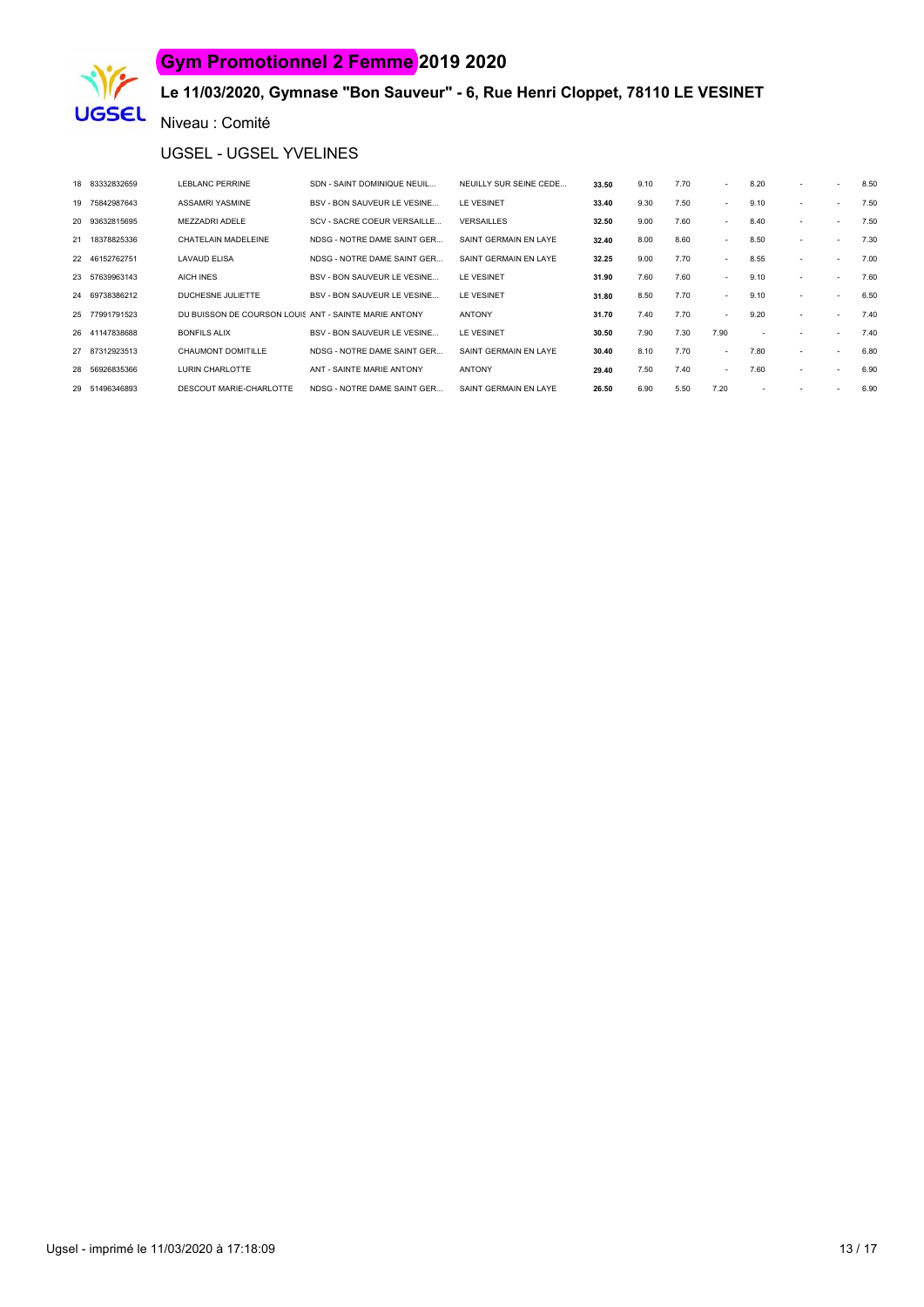# Gym Promotionnel 2 Femme 2019 2020

## Le 11/03/2020, Gymnase "Bon Sauveur" - 6, Rue Henri Cloppet, 78110 LE VESINET

Niveau : Comité

### UGSEL - UGSEL YVELINES

| | | | | | | | | | | | | | |
|---|---|---|---|---|---|---|---|---|---|---|---|---|---|
| 18 | 83332832659 | LEBLANC PERRINE | SDN - SAINT DOMINIQUE NEUIL... | NEUILLY SUR SEINE CEDE... | **33.50** | 9.10 | 7.70 | - | 8.20 | - | - | 8.50 |
| 19 | 75842987643 | ASSAMRI YASMINE | BSV - BON SAUVEUR LE VESINE... | LE VESINET | **33.40** | 9.30 | 7.50 | - | 9.10 | - | - | 7.50 |
| 20 | 93632815695 | MEZZADRI ADELE | SCV - SACRE COEUR VERSAILLE... | VERSAILLES | **32.50** | 9.00 | 7.60 | - | 8.40 | - | - | 7.50 |
| 21 | 18378825336 | CHATELAIN MADELEINE | NDSG - NOTRE DAME SAINT GER... | SAINT GERMAIN EN LAYE | **32.40** | 8.00 | 8.60 | - | 8.50 | - | - | 7.30 |
| 22 | 46152762751 | LAVAUD ELISA | NDSG - NOTRE DAME SAINT GER... | SAINT GERMAIN EN LAYE | **32.25** | 9.00 | 7.70 | - | 8.55 | - | - | 7.00 |
| 23 | 57639963143 | AICH INES | BSV - BON SAUVEUR LE VESINE... | LE VESINET | **31.90** | 7.60 | 7.60 | - | 9.10 | - | - | 7.60 |
| 24 | 69738386212 | DUCHESNE JULIETTE | BSV - BON SAUVEUR LE VESINE... | LE VESINET | **31.80** | 8.50 | 7.70 | - | 9.10 | - | - | 6.50 |
| 25 | 77991791523 | DU BUISSON DE COURSON LOUIS | ANT - SAINTE MARIE ANTONY | ANTONY | **31.70** | 7.40 | 7.70 | - | 9.20 | - | - | 7.40 |
| 26 | 41147838688 | BONFILS ALIX | BSV - BON SAUVEUR LE VESINE... | LE VESINET | **30.50** | 7.90 | 7.30 | 7.90 | - | - | - | 7.40 |
| 27 | 87312923513 | CHAUMONT DOMITILLE | NDSG - NOTRE DAME SAINT GER... | SAINT GERMAIN EN LAYE | **30.40** | 8.10 | 7.70 | - | 7.80 | - | - | 6.80 |
| 28 | 56926835366 | LURIN CHARLOTTE | ANT - SAINTE MARIE ANTONY | ANTONY | **29.40** | 7.50 | 7.40 | - | 7.60 | - | - | 6.90 |
| 29 | 51496346893 | DESCOUT MARIE-CHARLOTTE | NDSG - NOTRE DAME SAINT GER... | SAINT GERMAIN EN LAYE | **26.50** | 6.90 | 5.50 | 7.20 | - | - | - | 6.90 |

Ugsel - imprimé le 11/03/2020 à 17:18:09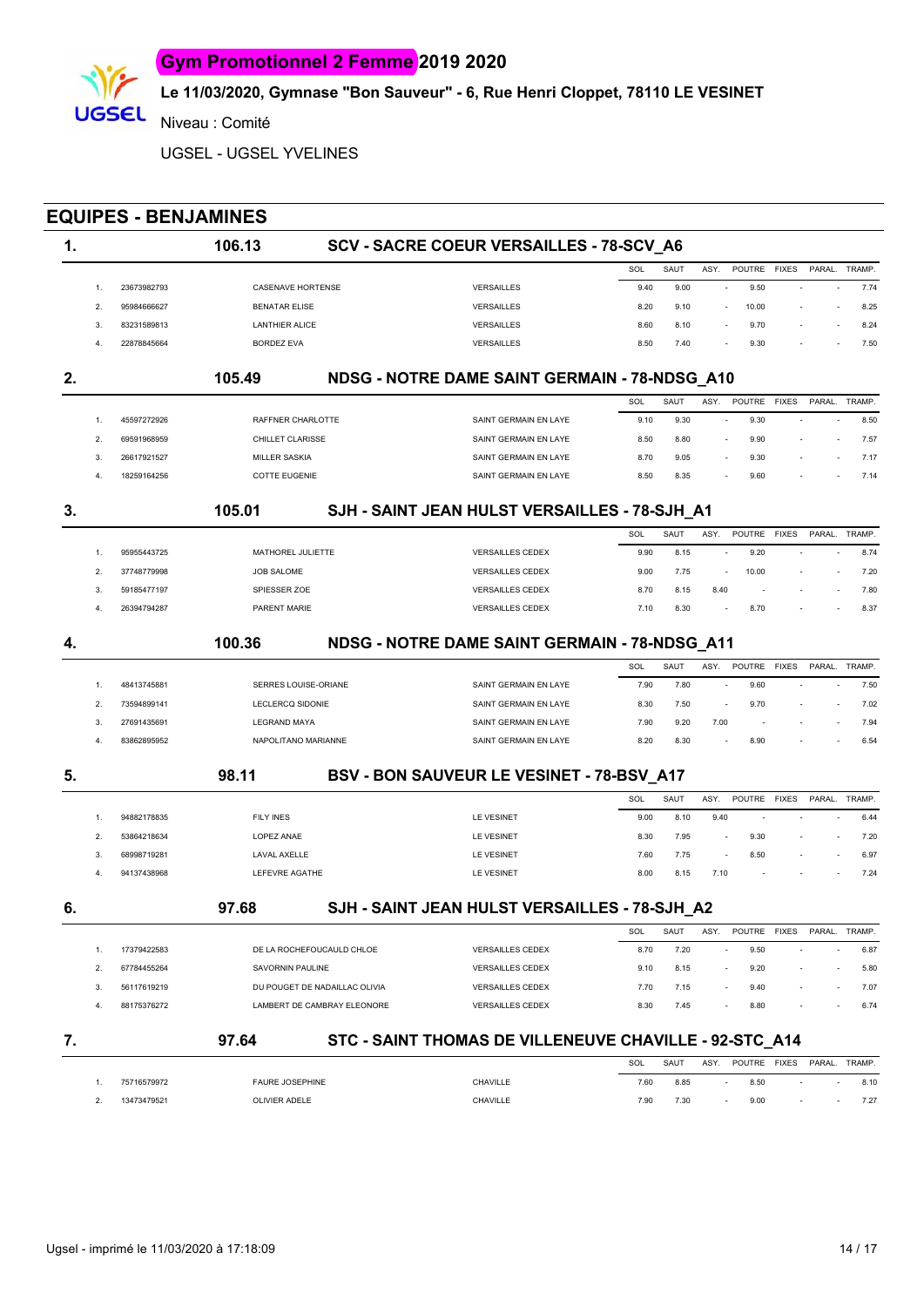# Gym Promotionnel 2 Femme 2019 2020

**Le 11/03/2020, Gymnase "Bon Sauveur" - 6, Rue Henri Cloppet, 78110 LE VESINET**

Niveau : Comité

UGSEL - UGSEL YVELINES

## EQUIPES - BENJAMINES

### 1. 106.13 SCV - SACRE COEUR VERSAILLES - 78-SCV_A6

| | | | | SOL | SAUT | ASY. | POUTRE | FIXES | PARAL. | TRAMP. |
|---|---|---|---|---|---|---|---|---|---|---|
| 1. | 23673982793 | CASENAVE HORTENSE | VERSAILLES | 9.40 | 9.00 | - | 9.50 | - | - | 7.74 |
| 2. | 95984666627 | BENATAR ELISE | VERSAILLES | 8.20 | 9.10 | - | 10.00 | - | - | 8.25 |
| 3. | 83231589813 | LANTHIER ALICE | VERSAILLES | 8.60 | 8.10 | - | 9.70 | - | - | 8.24 |
| 4. | 22878845664 | BORDEZ EVA | VERSAILLES | 8.50 | 7.40 | - | 9.30 | - | - | 7.50 |

### 2. 105.49 NDSG - NOTRE DAME SAINT GERMAIN - 78-NDSG_A10

| | | | | SOL | SAUT | ASY. | POUTRE | FIXES | PARAL. | TRAMP. |
|---|---|---|---|---|---|---|---|---|---|---|
| 1. | 45597272926 | RAFFNER CHARLOTTE | SAINT GERMAIN EN LAYE | 9.10 | 9.30 | - | 9.30 | - | - | 8.50 |
| 2. | 69591968959 | CHILLET CLARISSE | SAINT GERMAIN EN LAYE | 8.50 | 8.80 | - | 9.90 | - | - | 7.57 |
| 3. | 26617921527 | MILLER SASKIA | SAINT GERMAIN EN LAYE | 8.70 | 9.05 | - | 9.30 | - | - | 7.17 |
| 4. | 18259164256 | COTTE EUGENIE | SAINT GERMAIN EN LAYE | 8.50 | 8.35 | - | 9.60 | - | - | 7.14 |

### 3. 105.01 SJH - SAINT JEAN HULST VERSAILLES - 78-SJH_A1

| | | | | SOL | SAUT | ASY. | POUTRE | FIXES | PARAL. | TRAMP. |
|---|---|---|---|---|---|---|---|---|---|---|
| 1. | 95955443725 | MATHOREL JULIETTE | VERSAILLES CEDEX | 9.90 | 8.15 | - | 9.20 | - | - | 8.74 |
| 2. | 37748779998 | JOB SALOME | VERSAILLES CEDEX | 9.00 | 7.75 | - | 10.00 | - | - | 7.20 |
| 3. | 59185477197 | SPIESSER ZOE | VERSAILLES CEDEX | 8.70 | 8.15 | 8.40 | - | - | - | 7.80 |
| 4. | 26394794287 | PARENT MARIE | VERSAILLES CEDEX | 7.10 | 8.30 | - | 8.70 | - | - | 8.37 |

### 4. 100.36 NDSG - NOTRE DAME SAINT GERMAIN - 78-NDSG_A11

| | | | | SOL | SAUT | ASY. | POUTRE | FIXES | PARAL. | TRAMP. |
|---|---|---|---|---|---|---|---|---|---|---|
| 1. | 48413745881 | SERRES LOUISE-ORIANE | SAINT GERMAIN EN LAYE | 7.90 | 7.80 | - | 9.60 | - | - | 7.50 |
| 2. | 73594899141 | LECLERCQ SIDONIE | SAINT GERMAIN EN LAYE | 8.30 | 7.50 | - | 9.70 | - | - | 7.02 |
| 3. | 27691435691 | LEGRAND MAYA | SAINT GERMAIN EN LAYE | 7.90 | 9.20 | 7.00 | - | - | - | 7.94 |
| 4. | 83862895952 | NAPOLITANO MARIANNE | SAINT GERMAIN EN LAYE | 8.20 | 8.30 | - | 8.90 | - | - | 6.54 |

### 5. 98.11 BSV - BON SAUVEUR LE VESINET - 78-BSV_A17

| | | | | SOL | SAUT | ASY. | POUTRE | FIXES | PARAL. | TRAMP. |
|---|---|---|---|---|---|---|---|---|---|---|
| 1. | 94882178835 | FILY INES | LE VESINET | 9.00 | 8.10 | 9.40 | - | - | - | 6.44 |
| 2. | 53864218634 | LOPEZ ANAE | LE VESINET | 8.30 | 7.95 | - | 9.30 | - | - | 7.20 |
| 3. | 68998719281 | LAVAL AXELLE | LE VESINET | 7.60 | 7.75 | - | 8.50 | - | - | 6.97 |
| 4. | 94137438968 | LEFEVRE AGATHE | LE VESINET | 8.00 | 8.15 | 7.10 | - | - | - | 7.24 |

### 6. 97.68 SJH - SAINT JEAN HULST VERSAILLES - 78-SJH_A2

| | | | | SOL | SAUT | ASY. | POUTRE | FIXES | PARAL. | TRAMP. |
|---|---|---|---|---|---|---|---|---|---|---|
| 1. | 17379422583 | DE LA ROCHEFOUCAULD CHLOE | VERSAILLES CEDEX | 8.70 | 7.20 | - | 9.50 | - | - | 6.87 |
| 2. | 67784455264 | SAVORNIN PAULINE | VERSAILLES CEDEX | 9.10 | 8.15 | - | 9.20 | - | - | 5.80 |
| 3. | 56117619219 | DU POUGET DE NADAILLAC OLIVIA | VERSAILLES CEDEX | 7.70 | 7.15 | - | 9.40 | - | - | 7.07 |
| 4. | 88175376272 | LAMBERT DE CAMBRAY ELEONORE | VERSAILLES CEDEX | 8.30 | 7.45 | - | 8.80 | - | - | 6.74 |

### 7. 97.64 STC - SAINT THOMAS DE VILLENEUVE CHAVILLE - 92-STC_A14

| | | | | SOL | SAUT | ASY. | POUTRE | FIXES | PARAL. | TRAMP. |
|---|---|---|---|---|---|---|---|---|---|---|
| 1. | 75716579972 | FAURE JOSEPHINE | CHAVILLE | 7.60 | 8.85 | - | 8.50 | - | - | 8.10 |
| 2. | 13473479521 | OLIVIER ADELE | CHAVILLE | 7.90 | 7.30 | - | 9.00 | - | - | 7.27 |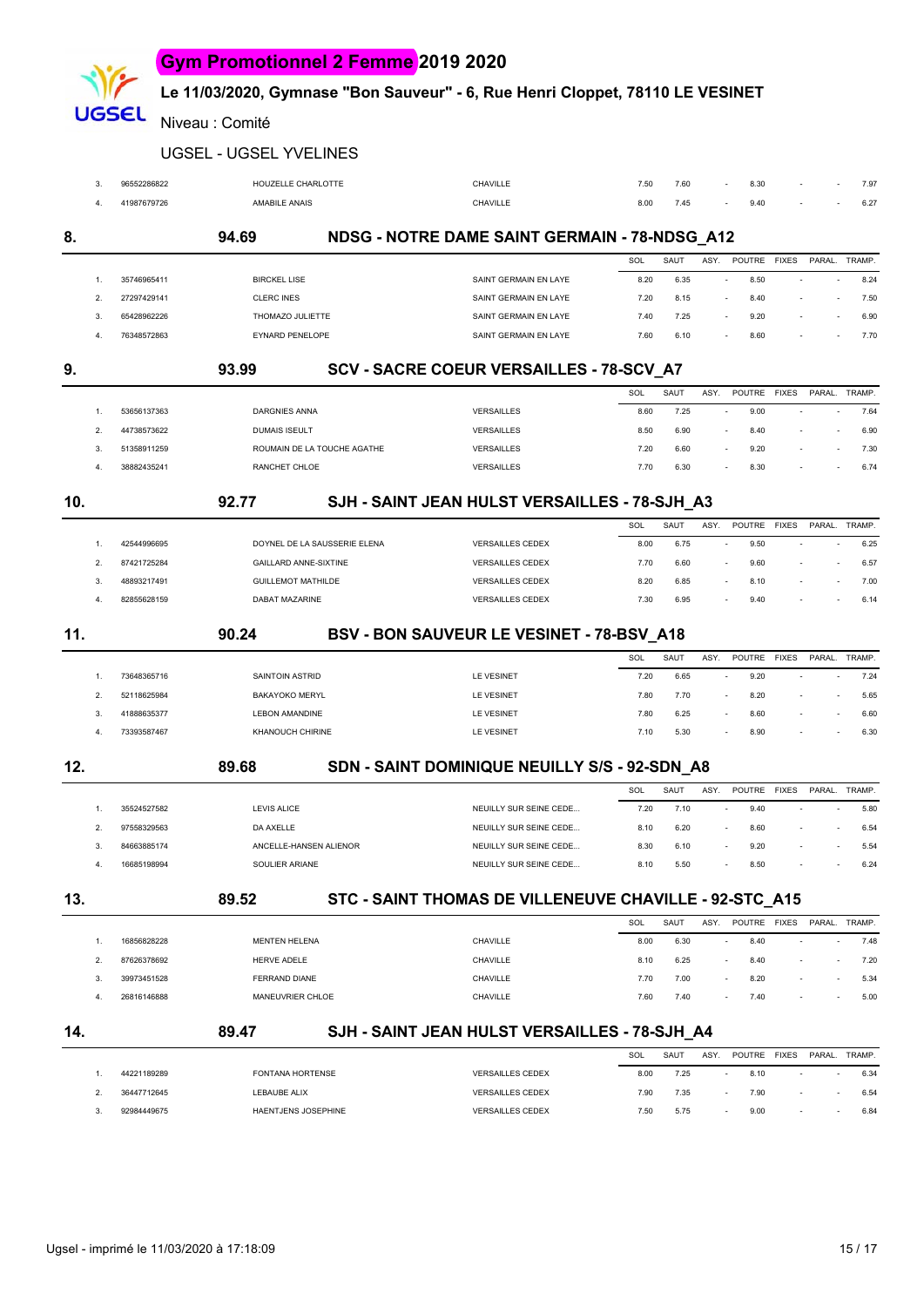# Gym Promotionnel 2 Femme 2019 2020

## Le 11/03/2020, Gymnase "Bon Sauveur" - 6, Rue Henri Cloppet, 78110 LE VESINET

Niveau : Comité

UGSEL - UGSEL YVELINES

| | | | | SOL | SAUT | ASY. | POUTRE | FIXES | PARAL. | TRAMP. |
|---|---|---|---|---|---|---|---|---|---|---|
| 3. | 96552286822 | HOUZELLE CHARLOTTE | CHAVILLE | 7.50 | 7.60 | - | 8.30 | - | - | 7.97 |
| 4. | 41987679726 | AMABILE ANAIS | CHAVILLE | 8.00 | 7.45 | - | 9.40 | - | - | 6.27 |

### 8. 94.69 NDSG - NOTRE DAME SAINT GERMAIN - 78-NDSG_A12

| | | | | SOL | SAUT | ASY. | POUTRE | FIXES | PARAL. | TRAMP. |
|---|---|---|---|---|---|---|---|---|---|---|
| 1. | 35746965411 | BIRCKEL LISE | SAINT GERMAIN EN LAYE | 8.20 | 6.35 | - | 8.50 | - | - | 8.24 |
| 2. | 27297429141 | CLERC INES | SAINT GERMAIN EN LAYE | 7.20 | 8.15 | - | 8.40 | - | - | 7.50 |
| 3. | 65428962226 | THOMAZO JULIETTE | SAINT GERMAIN EN LAYE | 7.40 | 7.25 | - | 9.20 | - | - | 6.90 |
| 4. | 76348572863 | EYNARD PENELOPE | SAINT GERMAIN EN LAYE | 7.60 | 6.10 | - | 8.60 | - | - | 7.70 |

### 9. 93.99 SCV - SACRE COEUR VERSAILLES - 78-SCV_A7

| | | | | SOL | SAUT | ASY. | POUTRE | FIXES | PARAL. | TRAMP. |
|---|---|---|---|---|---|---|---|---|---|---|
| 1. | 53656137363 | DARGNIES ANNA | VERSAILLES | 8.60 | 7.25 | - | 9.00 | - | - | 7.64 |
| 2. | 44738573622 | DUMAIS ISEULT | VERSAILLES | 8.50 | 6.90 | - | 8.40 | - | - | 6.90 |
| 3. | 51358911259 | ROUMAIN DE LA TOUCHE AGATHE | VERSAILLES | 7.20 | 6.60 | - | 9.20 | - | - | 7.30 |
| 4. | 38882435241 | RANCHET CHLOE | VERSAILLES | 7.70 | 6.30 | - | 8.30 | - | - | 6.74 |

### 10. 92.77 SJH - SAINT JEAN HULST VERSAILLES - 78-SJH_A3

| | | | | SOL | SAUT | ASY. | POUTRE | FIXES | PARAL. | TRAMP. |
|---|---|---|---|---|---|---|---|---|---|---|
| 1. | 42544996695 | DOYNEL DE LA SAUSSERIE ELENA | VERSAILLES CEDEX | 8.00 | 6.75 | - | 9.50 | - | - | 6.25 |
| 2. | 87421725284 | GAILLARD ANNE-SIXTINE | VERSAILLES CEDEX | 7.70 | 6.60 | - | 9.60 | - | - | 6.57 |
| 3. | 48893217491 | GUILLEMOT MATHILDE | VERSAILLES CEDEX | 8.20 | 6.85 | - | 8.10 | - | - | 7.00 |
| 4. | 82855628159 | DABAT MAZARINE | VERSAILLES CEDEX | 7.30 | 6.95 | - | 9.40 | - | - | 6.14 |

### 11. 90.24 BSV - BON SAUVEUR LE VESINET - 78-BSV_A18

| | | | | SOL | SAUT | ASY. | POUTRE | FIXES | PARAL. | TRAMP. |
|---|---|---|---|---|---|---|---|---|---|---|
| 1. | 73648365716 | SAINTOIN ASTRID | LE VESINET | 7.20 | 6.65 | - | 9.20 | - | - | 7.24 |
| 2. | 52118625984 | BAKAYOKO MERYL | LE VESINET | 7.80 | 7.70 | - | 8.20 | - | - | 5.65 |
| 3. | 41888635377 | LEBON AMANDINE | LE VESINET | 7.80 | 6.25 | - | 8.60 | - | - | 6.60 |
| 4. | 73393587467 | KHANOUCH CHIRINE | LE VESINET | 7.10 | 5.30 | - | 8.90 | - | - | 6.30 |

### 12. 89.68 SDN - SAINT DOMINIQUE NEUILLY S/S - 92-SDN_A8

| | | | | SOL | SAUT | ASY. | POUTRE | FIXES | PARAL. | TRAMP. |
|---|---|---|---|---|---|---|---|---|---|---|
| 1. | 35524527582 | LEVIS ALICE | NEUILLY SUR SEINE CEDE... | 7.20 | 7.10 | - | 9.40 | - | - | 5.80 |
| 2. | 97558329563 | DA AXELLE | NEUILLY SUR SEINE CEDE... | 8.10 | 6.20 | - | 8.60 | - | - | 6.54 |
| 3. | 84663885174 | ANCELLE-HANSEN ALIENOR | NEUILLY SUR SEINE CEDE... | 8.30 | 6.10 | - | 9.20 | - | - | 5.54 |
| 4. | 16685198994 | SOULIER ARIANE | NEUILLY SUR SEINE CEDE... | 8.10 | 5.50 | - | 8.50 | - | - | 6.24 |

### 13. 89.52 STC - SAINT THOMAS DE VILLENEUVE CHAVILLE - 92-STC_A15

| | | | | SOL | SAUT | ASY. | POUTRE | FIXES | PARAL. | TRAMP. |
|---|---|---|---|---|---|---|---|---|---|---|
| 1. | 16856828228 | MENTEN HELENA | CHAVILLE | 8.00 | 6.30 | - | 8.40 | - | - | 7.48 |
| 2. | 87626378692 | HERVE ADELE | CHAVILLE | 8.10 | 6.25 | - | 8.40 | - | - | 7.20 |
| 3. | 39973451528 | FERRAND DIANE | CHAVILLE | 7.70 | 7.00 | - | 8.20 | - | - | 5.34 |
| 4. | 26816146888 | MANEUVRIER CHLOE | CHAVILLE | 7.60 | 7.40 | - | 7.40 | - | - | 5.00 |

### 14. 89.47 SJH - SAINT JEAN HULST VERSAILLES - 78-SJH_A4

| | | | | SOL | SAUT | ASY. | POUTRE | FIXES | PARAL. | TRAMP. |
|---|---|---|---|---|---|---|---|---|---|---|
| 1. | 44221189289 | FONTANA HORTENSE | VERSAILLES CEDEX | 8.00 | 7.25 | - | 8.10 | - | - | 6.34 |
| 2. | 36447712645 | LEBAUBE ALIX | VERSAILLES CEDEX | 7.90 | 7.35 | - | 7.90 | - | - | 6.54 |
| 3. | 92984449675 | HAENTJENS JOSEPHINE | VERSAILLES CEDEX | 7.50 | 5.75 | - | 9.00 | - | - | 6.84 |

Ugsel - imprimé le 11/03/2020 à 17:18:09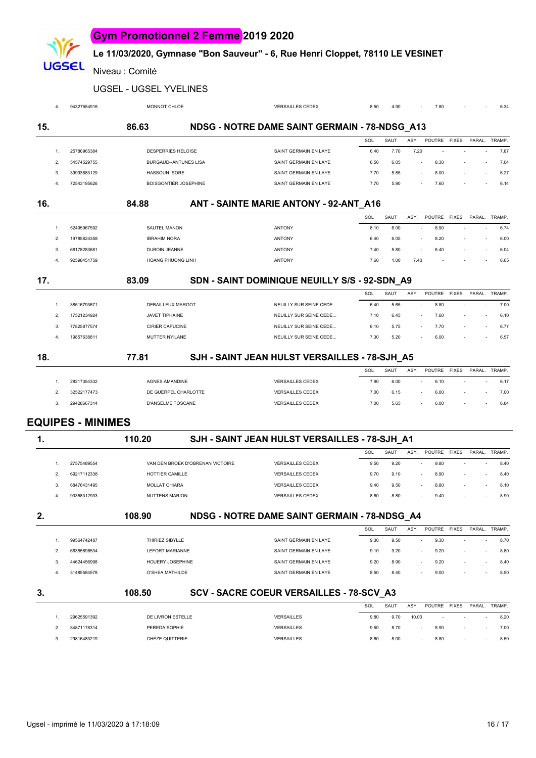# Gym Promotionnel 2 Femme 2019 2020

**Le 11/03/2020, Gymnase "Bon Sauveur" - 6, Rue Henri Cloppet, 78110 LE VESINET**

Niveau : Comité

UGSEL - UGSEL YVELINES

| | | | | SOL | SAUT | ASY. | POUTRE | FIXES | PARAL. | TRAMP. |
|---|---|---|---|---|---|---|---|---|---|---|
| 4. | 94327554916 | MONNOT CHLOE | VERSAILLES CEDEX | 8.50 | 4.90 | - | 7.80 | - | - | 6.34 |

## 15. 86.63 NDSG - NOTRE DAME SAINT GERMAIN - 78-NDSG_A13

| | | | | SOL | SAUT | ASY. | POUTRE | FIXES | PARAL. | TRAMP. |
|---|---|---|---|---|---|---|---|---|---|---|
| 1. | 25786965384 | DESPERRIES HELOISE | SAINT GERMAIN EN LAYE | 6.40 | 7.70 | 7.20 | - | - | - | 7.87 |
| 2. | 54574529755 | BURGAUD--ANTUNES LISA | SAINT GERMAIN EN LAYE | 6.50 | 6.05 | - | 8.30 | - | - | 7.04 |
| 3. | 39993883129 | HASSOUN ISORE | SAINT GERMAIN EN LAYE | 7.70 | 5.85 | - | 8.00 | - | - | 6.27 |
| 4. | 72543195626 | BOISGONTIER JOSEPHINE | SAINT GERMAIN EN LAYE | 7.70 | 5.90 | - | 7.60 | - | - | 6.14 |

## 16. 84.88 ANT - SAINTE MARIE ANTONY - 92-ANT_A16

| | | | | SOL | SAUT | ASY. | POUTRE | FIXES | PARAL. | TRAMP. |
|---|---|---|---|---|---|---|---|---|---|---|
| 1. | 52495967592 | SAUTEL MANON | ANTONY | 8.10 | 6.00 | - | 8.90 | - | - | 6.74 |
| 2. | 19785824358 | IBRAHIM NORA | ANTONY | 6.40 | 6.05 | - | 8.20 | - | - | 6.00 |
| 3. | 68178283681 | DUBOIN JEANNE | ANTONY | 7.40 | 5.80 | - | 6.40 | - | - | 6.04 |
| 4. | 92598451759 | HOANG PHUONG LINH | ANTONY | 7.60 | 1.00 | 7.40 | - | - | - | 6.65 |

## 17. 83.09 SDN - SAINT DOMINIQUE NEUILLY S/S - 92-SDN_A9

| | | | | SOL | SAUT | ASY. | POUTRE | FIXES | PARAL. | TRAMP. |
|---|---|---|---|---|---|---|---|---|---|---|
| 1. | 38516793671 | DEBAILLEUX MARGOT | NEUILLY SUR SEINE CEDE... | 6.40 | 5.65 | - | 8.80 | - | - | 7.00 |
| 2. | 17521234924 | JAVET TIPHAINE | NEUILLY SUR SEINE CEDE... | 7.10 | 6.45 | - | 7.60 | - | - | 6.10 |
| 3. | 77825877574 | CIRIER CAPUCINE | NEUILLY SUR SEINE CEDE... | 6.10 | 5.75 | - | 7.70 | - | - | 6.77 |
| 4. | 19857638811 | MUTTER NYILANE | NEUILLY SUR SEINE CEDE... | 7.30 | 5.20 | - | 6.00 | - | - | 6.57 |

## 18. 77.81 SJH - SAINT JEAN HULST VERSAILLES - 78-SJH_A5

| | | | | SOL | SAUT | ASY. | POUTRE | FIXES | PARAL. | TRAMP. |
|---|---|---|---|---|---|---|---|---|---|---|
| 1. | 28217354332 | AGNES AMANDINE | VERSAILLES CEDEX | 7.90 | 6.00 | - | 6.10 | - | - | 6.17 |
| 2. | 32522177473 | DE GUERPEL CHARLOTTE | VERSAILLES CEDEX | 7.00 | 6.15 | - | 6.00 | - | - | 7.00 |
| 3. | 29428667314 | D'ANSELME TOSCANE | VERSAILLES CEDEX | 7.00 | 5.65 | - | 6.00 | - | - | 6.84 |

# EQUIPES - MINIMES

## 1. 110.20 SJH - SAINT JEAN HULST VERSAILLES - 78-SJH_A1

| | | | | SOL | SAUT | ASY. | POUTRE | FIXES | PARAL. | TRAMP. |
|---|---|---|---|---|---|---|---|---|---|---|
| 1. | 27575489554 | VAN DEN BROEK D'OBRENAN VICTOIRE | VERSAILLES CEDEX | 9.50 | 9.20 | - | 9.80 | - | - | 8.40 |
| 2. | 69217112338 | HOTTIER CAMILLE | VERSAILLES CEDEX | 9.70 | 9.10 | - | 8.90 | - | - | 8.40 |
| 3. | 68476431495 | MOLLAT CHIARA | VERSAILLES CEDEX | 9.40 | 9.50 | - | 8.80 | - | - | 8.10 |
| 4. | 93358312933 | NUTTENS MARION | VERSAILLES CEDEX | 8.60 | 8.80 | - | 9.40 | - | - | 8.90 |

## 2. 108.90 NDSG - NOTRE DAME SAINT GERMAIN - 78-NDSG_A4

| | | | | SOL | SAUT | ASY. | POUTRE | FIXES | PARAL. | TRAMP. |
|---|---|---|---|---|---|---|---|---|---|---|
| 1. | 99564742487 | THIRIEZ SIBYLLE | SAINT GERMAIN EN LAYE | 9.30 | 9.50 | - | 9.30 | - | - | 8.70 |
| 2. | 66355696534 | LEFORT MARIANNE | SAINT GERMAIN EN LAYE | 9.10 | 9.20 | - | 9.20 | - | - | 8.80 |
| 3. | 44624456998 | HOUERY JOSEPHINE | SAINT GERMAIN EN LAYE | 9.20 | 8.90 | - | 9.20 | - | - | 8.40 |
| 4. | 31485584578 | O'SHEA MATHILDE | SAINT GERMAIN EN LAYE | 8.50 | 8.40 | - | 9.00 | - | - | 8.50 |

## 3. 108.50 SCV - SACRE COEUR VERSAILLES - 78-SCV_A3

| | | | | SOL | SAUT | ASY. | POUTRE | FIXES | PARAL. | TRAMP. |
|---|---|---|---|---|---|---|---|---|---|---|
| 1. | 29625591392 | DE LIVRON ESTELLE | VERSAILLES | 9.80 | 9.70 | 10.00 | - | - | - | 8.20 |
| 2. | 84871178314 | PEREDA SOPHIE | VERSAILLES | 9.50 | 8.70 | - | 8.90 | - | - | 7.00 |
| 3. | 29816483219 | CHEZE QUITTERIE | VERSAILLES | 8.60 | 8.00 | - | 8.80 | - | - | 8.50 |

Ugsel - imprimé le 11/03/2020 à 17:18:09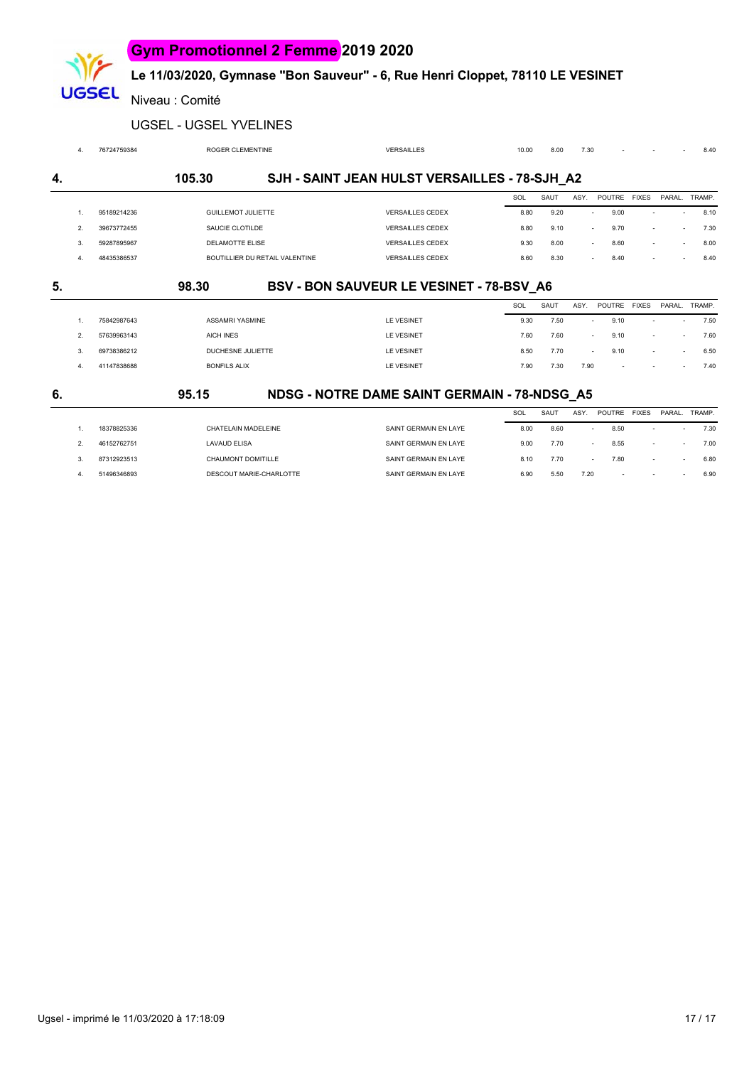# Gym Promotionnel 2 Femme 2019 2020

**Le 11/03/2020, Gymnase "Bon Sauveur" - 6, Rue Henri Cloppet, 78110 LE VESINET**

Niveau : Comité

UGSEL - UGSEL YVELINES

| | | | | | | | | | | |
|---|---|---|---|---|---|---|---|---|---|---|
| 4. | 76724759384 | ROGER CLEMENTINE | VERSAILLES | 10.00 | 8.00 | 7.30 | - | - | - | 8.40 |

## 4. 105.30 SJH - SAINT JEAN HULST VERSAILLES - 78-SJH_A2

| | | | | SOL | SAUT | ASY. | POUTRE | FIXES | PARAL. | TRAMP. |
|---|---|---|---|---|---|---|---|---|---|---|
| 1. | 95189214236 | GUILLEMOT JULIETTE | VERSAILLES CEDEX | 8.80 | 9.20 | - | 9.00 | - | - | 8.10 |
| 2. | 39673772455 | SAUCIE CLOTILDE | VERSAILLES CEDEX | 8.80 | 9.10 | - | 9.70 | - | - | 7.30 |
| 3. | 59287895967 | DELAMOTTE ELISE | VERSAILLES CEDEX | 9.30 | 8.00 | - | 8.60 | - | - | 8.00 |
| 4. | 48435386537 | BOUTILLIER DU RETAIL VALENTINE | VERSAILLES CEDEX | 8.60 | 8.30 | - | 8.40 | - | - | 8.40 |

## 5. 98.30 BSV - BON SAUVEUR LE VESINET - 78-BSV_A6

| | | | | SOL | SAUT | ASY. | POUTRE | FIXES | PARAL. | TRAMP. |
|---|---|---|---|---|---|---|---|---|---|---|
| 1. | 75842987643 | ASSAMRI YASMINE | LE VESINET | 9.30 | 7.50 | - | 9.10 | - | - | 7.50 |
| 2. | 57639963143 | AICH INES | LE VESINET | 7.60 | 7.60 | - | 9.10 | - | - | 7.60 |
| 3. | 69738386212 | DUCHESNE JULIETTE | LE VESINET | 8.50 | 7.70 | - | 9.10 | - | - | 6.50 |
| 4. | 41147838688 | BONFILS ALIX | LE VESINET | 7.90 | 7.30 | 7.90 | - | - | - | 7.40 |

## 6. 95.15 NDSG - NOTRE DAME SAINT GERMAIN - 78-NDSG_A5

| | | | | SOL | SAUT | ASY. | POUTRE | FIXES | PARAL. | TRAMP. |
|---|---|---|---|---|---|---|---|---|---|---|
| 1. | 18378825336 | CHATELAIN MADELEINE | SAINT GERMAIN EN LAYE | 8.00 | 8.60 | - | 8.50 | - | - | 7.30 |
| 2. | 46152762751 | LAVAUD ELISA | SAINT GERMAIN EN LAYE | 9.00 | 7.70 | - | 8.55 | - | - | 7.00 |
| 3. | 87312923513 | CHAUMONT DOMITILLE | SAINT GERMAIN EN LAYE | 8.10 | 7.70 | - | 7.80 | - | - | 6.80 |
| 4. | 51496346893 | DESCOUT MARIE-CHARLOTTE | SAINT GERMAIN EN LAYE | 6.90 | 5.50 | 7.20 | - | - | - | 6.90 |

Ugsel - imprimé le 11/03/2020 à 17:18:09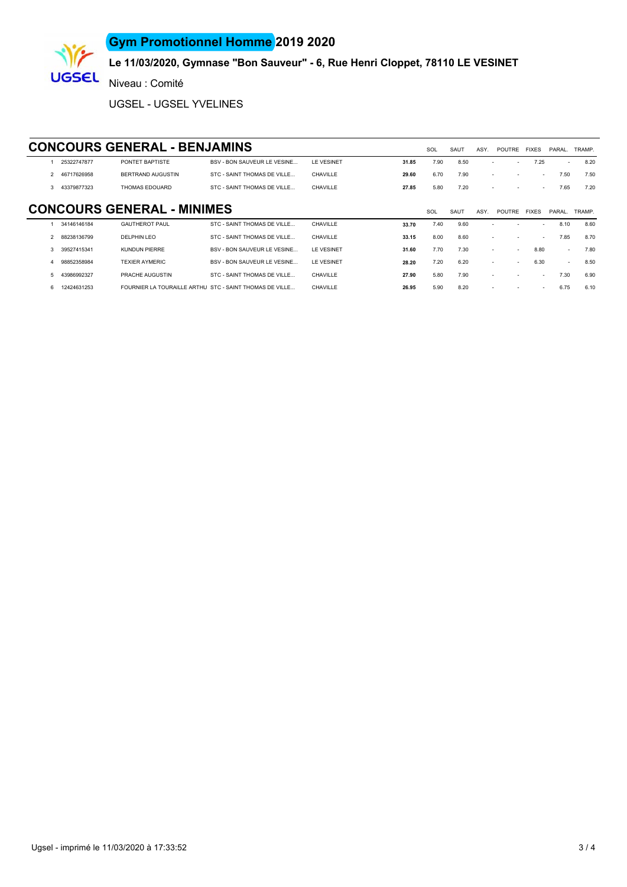# Gym Promotionnel Homme 2019 2020

**Le 11/03/2020, Gymnase "Bon Sauveur" - 6, Rue Henri Cloppet, 78110 LE VESINET**

Niveau : Comité

UGSEL - UGSEL YVELINES

## CONCOURS GENERAL - BENJAMINS

| | | | | | | SOL | SAUT | ASY. | POUTRE | FIXES | PARAL. | TRAMP. |
|---|---|---|---|---|---|---|---|---|---|---|---|---|
| 1 | 25322747877 | PONTET BAPTISTE | BSV - BON SAUVEUR LE VESINE... | LE VESINET | **31.85** | 7.90 | 8.50 | - | - | 7.25 | - | 8.20 |
| 2 | 46717626958 | BERTRAND AUGUSTIN | STC - SAINT THOMAS DE VILLE... | CHAVILLE | **29.60** | 6.70 | 7.90 | - | - | - | 7.50 | 7.50 |
| 3 | 43379877323 | THOMAS EDOUARD | STC - SAINT THOMAS DE VILLE... | CHAVILLE | **27.85** | 5.80 | 7.20 | - | - | - | 7.65 | 7.20 |

## CONCOURS GENERAL - MINIMES

| | | | | | | SOL | SAUT | ASY. | POUTRE | FIXES | PARAL. | TRAMP. |
|---|---|---|---|---|---|---|---|---|---|---|---|---|
| 1 | 34146146184 | GAUTHEROT PAUL | STC - SAINT THOMAS DE VILLE... | CHAVILLE | **33.70** | 7.40 | 9.60 | - | - | - | 8.10 | 8.60 |
| 2 | 88238136799 | DELPHIN LEO | STC - SAINT THOMAS DE VILLE... | CHAVILLE | **33.15** | 8.00 | 8.60 | - | - | - | 7.85 | 8.70 |
| 3 | 39527415341 | KUNDUN PIERRE | BSV - BON SAUVEUR LE VESINE... | LE VESINET | **31.60** | 7.70 | 7.30 | - | - | 8.80 | - | 7.80 |
| 4 | 98852358984 | TEXIER AYMERIC | BSV - BON SAUVEUR LE VESINE... | LE VESINET | **28.20** | 7.20 | 6.20 | - | - | 6.30 | - | 8.50 |
| 5 | 43986992327 | PRACHE AUGUSTIN | STC - SAINT THOMAS DE VILLE... | CHAVILLE | **27.90** | 5.80 | 7.90 | - | - | - | 7.30 | 6.90 |
| 6 | 12424631253 | FOURNIER LA TOURAILLE ARTHU | STC - SAINT THOMAS DE VILLE... | CHAVILLE | **26.95** | 5.90 | 8.20 | - | - | - | 6.75 | 6.10 |

Ugsel - imprimé le 11/03/2020 à 17:33:52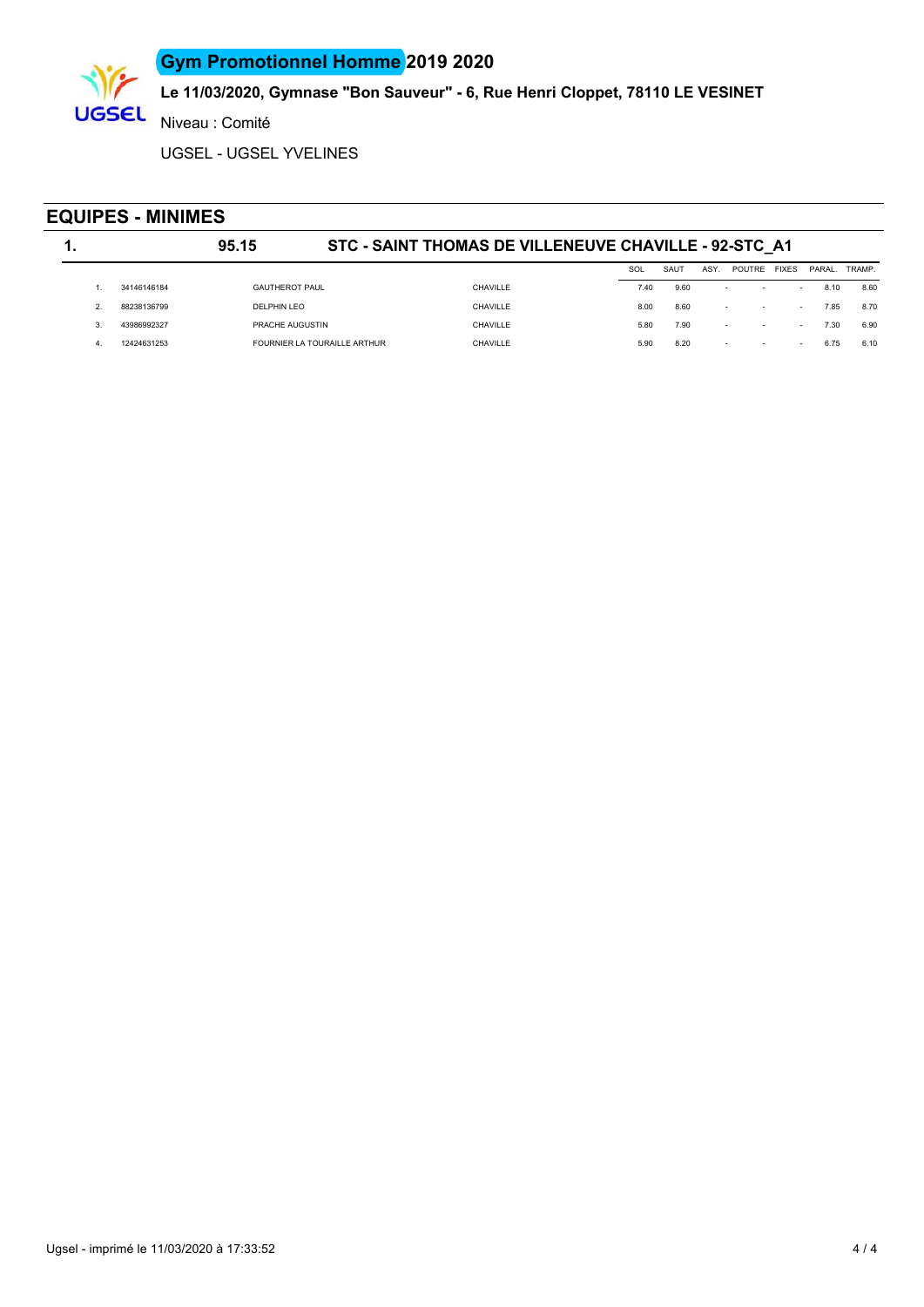# Gym Promotionnel Homme 2019 2020

**Le 11/03/2020, Gymnase "Bon Sauveur" - 6, Rue Henri Cloppet, 78110 LE VESINET**

Niveau : Comité

UGSEL - UGSEL YVELINES

## EQUIPES - MINIMES

### 1. 95.15 STC - SAINT THOMAS DE VILLENEUVE CHAVILLE - 92-STC_A1

| | | | | SOL | SAUT | ASY. | POUTRE | FIXES | PARAL. | TRAMP. |
|---|---|---|---|---|---|---|---|---|---|---|
| 1. | 34146146184 | GAUTHEROT PAUL | CHAVILLE | 7.40 | 9.60 | - | - | - | 8.10 | 8.60 |
| 2. | 88238136799 | DELPHIN LEO | CHAVILLE | 8.00 | 8.60 | - | - | - | 7.85 | 8.70 |
| 3. | 43986992327 | PRACHE AUGUSTIN | CHAVILLE | 5.80 | 7.90 | - | - | - | 7.30 | 6.90 |
| 4. | 12424631253 | FOURNIER LA TOURAILLE ARTHUR | CHAVILLE | 5.90 | 8.20 | - | - | - | 6.75 | 6.10 |

Ugsel - imprimé le 11/03/2020 à 17:33:52